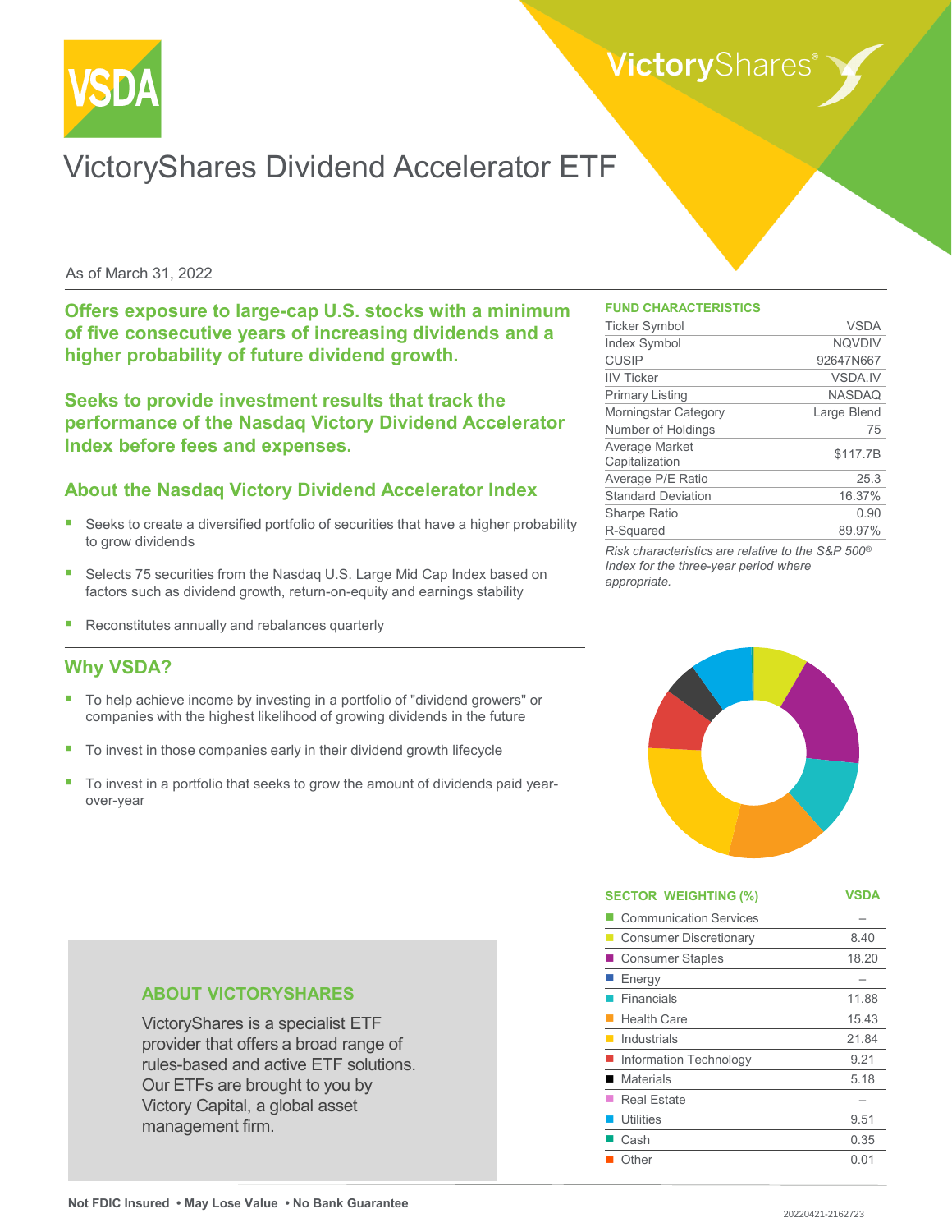# VSDA

# VictoryShares Dividend Accelerator ETF

As of March 31, 2022

**Offers exposure to large-cap U.S. stocks with a minimum of five consecutive years of increasing dividends and a higher probability of future dividend growth.**

**Seeks to provide investment results that track the performance of the Nasdaq Victory Dividend Accelerator Index before fees and expenses.**

## About the Nasdaq Victory Dividend Accelerator Index

- Seeks to create a diversified portfolio of securities that have a higher probability to grow dividends
- Selects 75 securities from the Nasdaq U.S. Large Mid Cap Index based on factors such as dividend growth, return-on-equity and earnings stability
- Reconstitutes annually and rebalances quarterly

## Why VSDA?

- To help achieve income by investing in a portfolio of "dividend growers" or companies with the highest likelihood of growing dividends in the future
- To invest in those companies early in their dividend growth lifecycle
- To invest in a portfolio that seeks to grow the amount of dividends paid year-over-year

### FUND CHARACTERISTICS

| | |
|---|---|
| Ticker Symbol | VSDA |
| Index Symbol | NQVDIV |
| CUSIP | 92647N667 |
| IIV Ticker | VSDA.IV |
| Primary Listing | NASDAQ |
| Morningstar Category | Large Blend |
| Number of Holdings | 75 |
| Average Market Capitalization | $117.7B |
| Average P/E Ratio | 25.3 |
| Standard Deviation | 16.37% |
| Sharpe Ratio | 0.90 |
| R-Squared | 89.97% |

*Risk characteristics are relative to the S&P 500® Index for the three-year period where appropriate.*

| SECTOR WEIGHTING (%) | VSDA |
|---|---|
| Communication Services | – |
| Consumer Discretionary | 8.40 |
| Consumer Staples | 18.20 |
| Energy | – |
| Financials | 11.88 |
| Health Care | 15.43 |
| Industrials | 21.84 |
| Information Technology | 9.21 |
| Materials | 5.18 |
| Real Estate | – |
| Utilities | 9.51 |
| Cash | 0.35 |
| Other | 0.01 |

### ABOUT VICTORYSHARES

VictoryShares is a specialist ETF provider that offers a broad range of rules-based and active ETF solutions. Our ETFs are brought to you by Victory Capital, a global asset management firm.

**Not FDIC Insured • May Lose Value • No Bank Guarantee**

20220421-2162723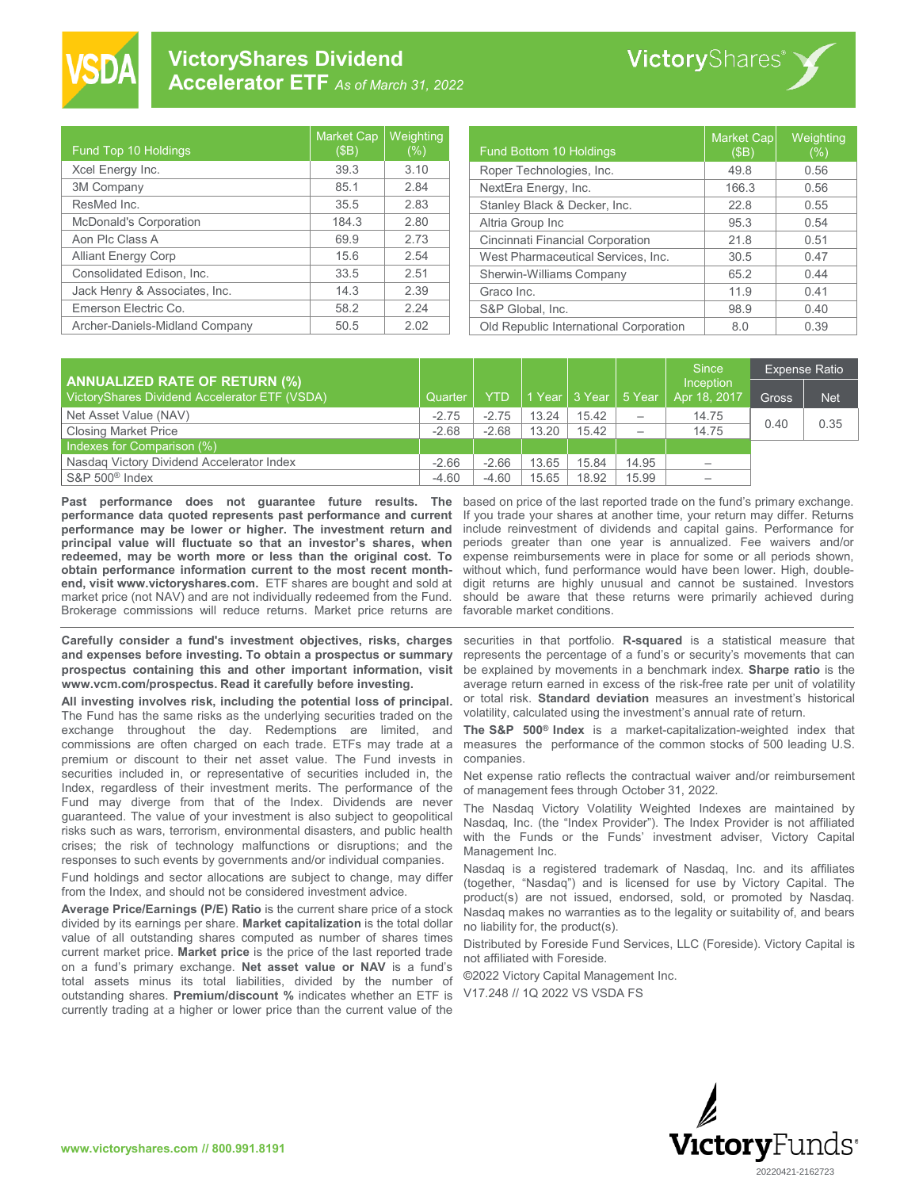# VictoryShares Dividend Accelerator ETF *As of March 31, 2022*

| Fund Top 10 Holdings | Market Cap ($B) | Weighting (%) |
|---|---|---|
| Xcel Energy Inc. | 39.3 | 3.10 |
| 3M Company | 85.1 | 2.84 |
| ResMed Inc. | 35.5 | 2.83 |
| McDonald's Corporation | 184.3 | 2.80 |
| Aon Plc Class A | 69.9 | 2.73 |
| Alliant Energy Corp | 15.6 | 2.54 |
| Consolidated Edison, Inc. | 33.5 | 2.51 |
| Jack Henry & Associates, Inc. | 14.3 | 2.39 |
| Emerson Electric Co. | 58.2 | 2.24 |
| Archer-Daniels-Midland Company | 50.5 | 2.02 |

| Fund Bottom 10 Holdings | Market Cap ($B) | Weighting (%) |
|---|---|---|
| Roper Technologies, Inc. | 49.8 | 0.56 |
| NextEra Energy, Inc. | 166.3 | 0.56 |
| Stanley Black & Decker, Inc. | 22.8 | 0.55 |
| Altria Group Inc | 95.3 | 0.54 |
| Cincinnati Financial Corporation | 21.8 | 0.51 |
| West Pharmaceutical Services, Inc. | 30.5 | 0.47 |
| Sherwin-Williams Company | 65.2 | 0.44 |
| Graco Inc. | 11.9 | 0.41 |
| S&P Global, Inc. | 98.9 | 0.40 |
| Old Republic International Corporation | 8.0 | 0.39 |

| ANNUALIZED RATE OF RETURN (%) VictoryShares Dividend Accelerator ETF (VSDA) | Quarter | YTD | 1 Year | 3 Year | 5 Year | Since Inception Apr 18, 2017 | Expense Ratio Gross | Expense Ratio Net |
|---|---|---|---|---|---|---|---|---|
| Net Asset Value (NAV) | -2.75 | -2.75 | 13.24 | 15.42 | – | 14.75 | 0.40 | 0.35 |
| Closing Market Price | -2.68 | -2.68 | 13.20 | 15.42 | – | 14.75 | | |
| Indexes for Comparison (%) | | | | | | | | |
| Nasdaq Victory Dividend Accelerator Index | -2.66 | -2.66 | 13.65 | 15.84 | 14.95 | – | | |
| S&P 500® Index | -4.60 | -4.60 | 15.65 | 18.92 | 15.99 | – | | |

**Past performance does not guarantee future results. The performance data quoted represents past performance and current performance may be lower or higher. The investment return and principal value will fluctuate so that an investor's shares, when redeemed, may be worth more or less than the original cost. To obtain performance information current to the most recent month-end, visit www.victoryshares.com.** ETF shares are bought and sold at market price (not NAV) and are not individually redeemed from the Fund. Brokerage commissions will reduce returns. Market price returns are based on price of the last reported trade on the fund's primary exchange. If you trade your shares at another time, your return may differ. Returns include reinvestment of dividends and capital gains. Performance for periods greater than one year is annualized. Fee waivers and/or expense reimbursements were in place for some or all periods shown, without which, fund performance would have been lower. High, double-digit returns are highly unusual and cannot be sustained. Investors should be aware that these returns were primarily achieved during favorable market conditions.

**Carefully consider a fund's investment objectives, risks, charges and expenses before investing. To obtain a prospectus or summary prospectus containing this and other important information, visit www.vcm.com/prospectus. Read it carefully before investing.**

**All investing involves risk, including the potential loss of principal.** The Fund has the same risks as the underlying securities traded on the exchange throughout the day. Redemptions are limited, and commissions are often charged on each trade. ETFs may trade at a premium or discount to their net asset value. The Fund invests in securities included in, or representative of securities included in, the Index, regardless of their investment merits. The performance of the Fund may diverge from that of the Index. Dividends are never guaranteed. The value of your investment is also subject to geopolitical risks such as wars, terrorism, environmental disasters, and public health crises; the risk of technology malfunctions or disruptions; and the responses to such events by governments and/or individual companies.

Fund holdings and sector allocations are subject to change, may differ from the Index, and should not be considered investment advice.

**Average Price/Earnings (P/E) Ratio** is the current share price of a stock divided by its earnings per share. **Market capitalization** is the total dollar value of all outstanding shares computed as number of shares times current market price. **Market price** is the price of the last reported trade on a fund's primary exchange. **Net asset value or NAV** is a fund's total assets minus its total liabilities, divided by the number of outstanding shares. **Premium/discount %** indicates whether an ETF is currently trading at a higher or lower price than the current value of the securities in that portfolio. **R-squared** is a statistical measure that represents the percentage of a fund's or security's movements that can be explained by movements in a benchmark index. **Sharpe ratio** is the average return earned in excess of the risk-free rate per unit of volatility or total risk. **Standard deviation** measures an investment's historical volatility, calculated using the investment's annual rate of return.

**The S&P 500® Index** is a market-capitalization-weighted index that measures the performance of the common stocks of 500 leading U.S. companies.

Net expense ratio reflects the contractual waiver and/or reimbursement of management fees through October 31, 2022.

The Nasdaq Victory Volatility Weighted Indexes are maintained by Nasdaq, Inc. (the "Index Provider"). The Index Provider is not affiliated with the Funds or the Funds' investment adviser, Victory Capital Management Inc.

Nasdaq is a registered trademark of Nasdaq, Inc. and its affiliates (together, "Nasdaq") and is licensed for use by Victory Capital. The product(s) are not issued, endorsed, sold, or promoted by Nasdaq. Nasdaq makes no warranties as to the legality or suitability of, and bears no liability for, the product(s).

Distributed by Foreside Fund Services, LLC (Foreside). Victory Capital is not affiliated with Foreside.

©2022 Victory Capital Management Inc.

V17.248 // 1Q 2022 VS VSDA FS

www.victoryshares.com // 800.991.8191

20220421-2162723